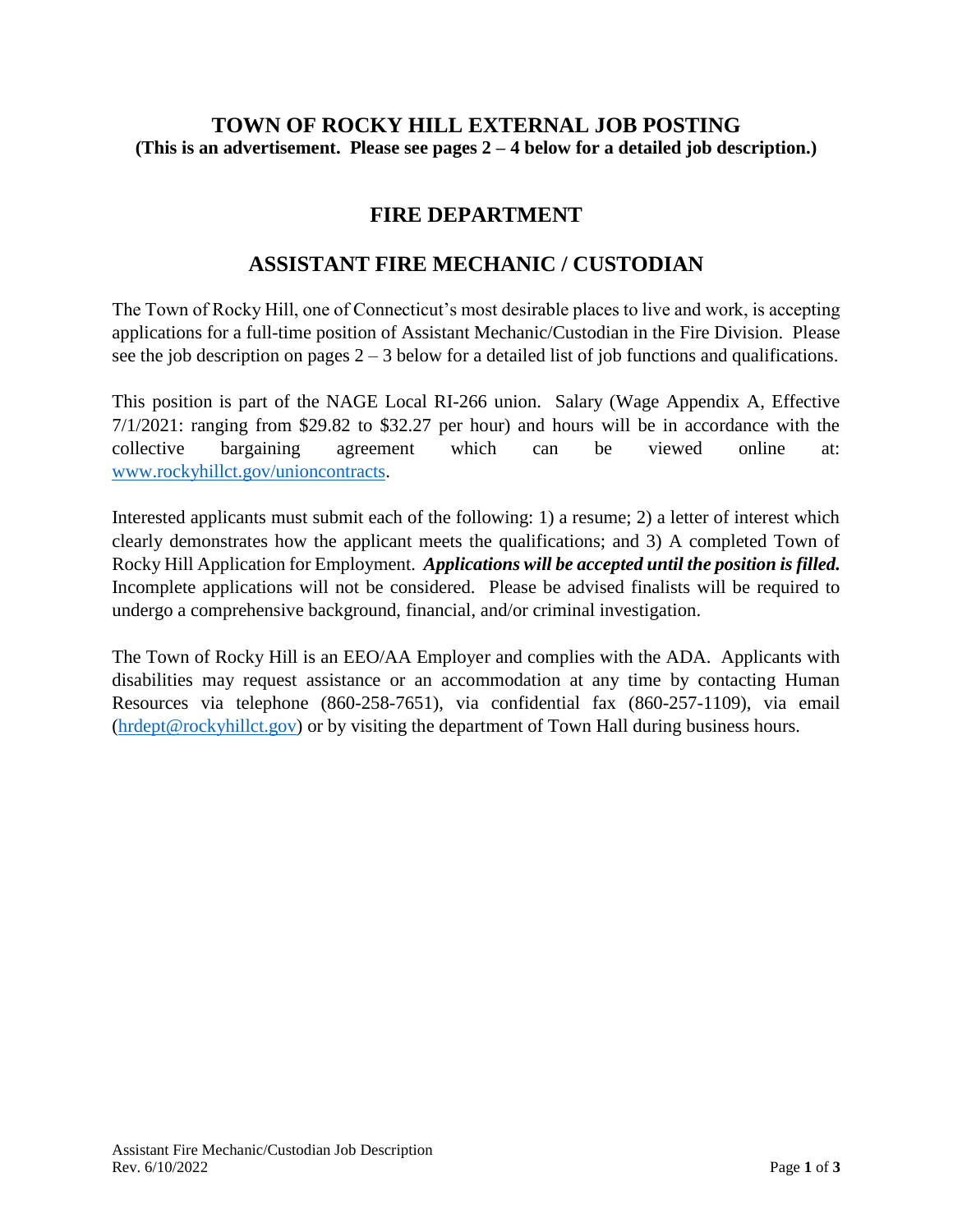# TOWN OF ROCKY HILL EXTERNAL JOB POSTING

**(This is an advertisement. Please see pages 2 – 4 below for a detailed job description.)**

## FIRE DEPARTMENT

## ASSISTANT FIRE MECHANIC / CUSTODIAN

The Town of Rocky Hill, one of Connecticut's most desirable places to live and work, is accepting applications for a full-time position of Assistant Mechanic/Custodian in the Fire Division. Please see the job description on pages 2 – 3 below for a detailed list of job functions and qualifications.

This position is part of the NAGE Local RI-266 union. Salary (Wage Appendix A, Effective 7/1/2021: ranging from $29.82 to $32.27 per hour) and hours will be in accordance with the collective bargaining agreement which can be viewed online at: [www.rockyhillct.gov/unioncontracts](http://www.rockyhillct.gov/unioncontracts).

Interested applicants must submit each of the following: 1) a resume; 2) a letter of interest which clearly demonstrates how the applicant meets the qualifications; and 3) A completed Town of Rocky Hill Application for Employment. ***Applications will be accepted until the position is filled.*** Incomplete applications will not be considered. Please be advised finalists will be required to undergo a comprehensive background, financial, and/or criminal investigation.

The Town of Rocky Hill is an EEO/AA Employer and complies with the ADA. Applicants with disabilities may request assistance or an accommodation at any time by contacting Human Resources via telephone (860-258-7651), via confidential fax (860-257-1109), via email ([hrdept@rockyhillct.gov](mailto:hrdept@rockyhillct.gov)) or by visiting the department of Town Hall during business hours.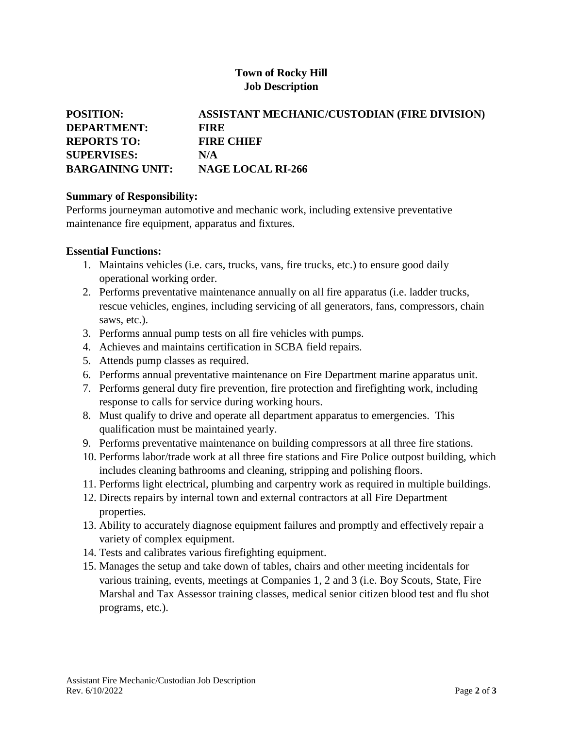**Town of Rocky Hill**
**Job Description**

| | |
|---|---|
| **POSITION:** | **ASSISTANT MECHANIC/CUSTODIAN (FIRE DIVISION)** |
| **DEPARTMENT:** | **FIRE** |
| **REPORTS TO:** | **FIRE CHIEF** |
| **SUPERVISES:** | **N/A** |
| **BARGAINING UNIT:** | **NAGE LOCAL RI-266** |

**Summary of Responsibility:**

Performs journeyman automotive and mechanic work, including extensive preventative maintenance fire equipment, apparatus and fixtures.

**Essential Functions:**

1. Maintains vehicles (i.e. cars, trucks, vans, fire trucks, etc.) to ensure good daily operational working order.
2. Performs preventative maintenance annually on all fire apparatus (i.e. ladder trucks, rescue vehicles, engines, including servicing of all generators, fans, compressors, chain saws, etc.).
3. Performs annual pump tests on all fire vehicles with pumps.
4. Achieves and maintains certification in SCBA field repairs.
5. Attends pump classes as required.
6. Performs annual preventative maintenance on Fire Department marine apparatus unit.
7. Performs general duty fire prevention, fire protection and firefighting work, including response to calls for service during working hours.
8. Must qualify to drive and operate all department apparatus to emergencies. This qualification must be maintained yearly.
9. Performs preventative maintenance on building compressors at all three fire stations.
10. Performs labor/trade work at all three fire stations and Fire Police outpost building, which includes cleaning bathrooms and cleaning, stripping and polishing floors.
11. Performs light electrical, plumbing and carpentry work as required in multiple buildings.
12. Directs repairs by internal town and external contractors at all Fire Department properties.
13. Ability to accurately diagnose equipment failures and promptly and effectively repair a variety of complex equipment.
14. Tests and calibrates various firefighting equipment.
15. Manages the setup and take down of tables, chairs and other meeting incidentals for various training, events, meetings at Companies 1, 2 and 3 (i.e. Boy Scouts, State, Fire Marshal and Tax Assessor training classes, medical senior citizen blood test and flu shot programs, etc.).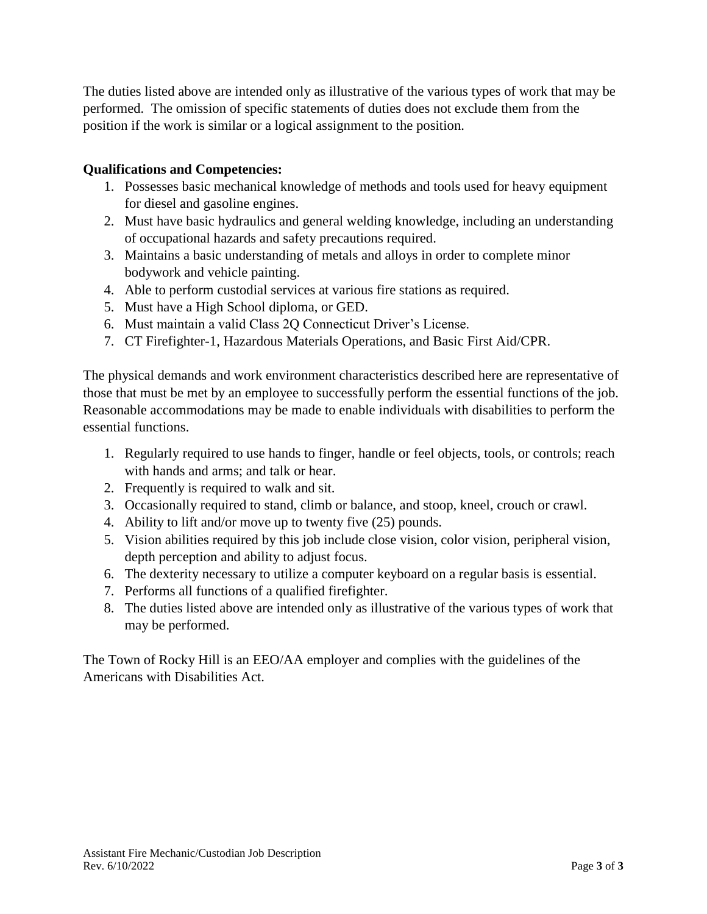The duties listed above are intended only as illustrative of the various types of work that may be performed. The omission of specific statements of duties does not exclude them from the position if the work is similar or a logical assignment to the position.

**Qualifications and Competencies:**

1. Possesses basic mechanical knowledge of methods and tools used for heavy equipment for diesel and gasoline engines.
2. Must have basic hydraulics and general welding knowledge, including an understanding of occupational hazards and safety precautions required.
3. Maintains a basic understanding of metals and alloys in order to complete minor bodywork and vehicle painting.
4. Able to perform custodial services at various fire stations as required.
5. Must have a High School diploma, or GED.
6. Must maintain a valid Class 2Q Connecticut Driver's License.
7. CT Firefighter-1, Hazardous Materials Operations, and Basic First Aid/CPR.

The physical demands and work environment characteristics described here are representative of those that must be met by an employee to successfully perform the essential functions of the job. Reasonable accommodations may be made to enable individuals with disabilities to perform the essential functions.

1. Regularly required to use hands to finger, handle or feel objects, tools, or controls; reach with hands and arms; and talk or hear.
2. Frequently is required to walk and sit.
3. Occasionally required to stand, climb or balance, and stoop, kneel, crouch or crawl.
4. Ability to lift and/or move up to twenty five (25) pounds.
5. Vision abilities required by this job include close vision, color vision, peripheral vision, depth perception and ability to adjust focus.
6. The dexterity necessary to utilize a computer keyboard on a regular basis is essential.
7. Performs all functions of a qualified firefighter.
8. The duties listed above are intended only as illustrative of the various types of work that may be performed.

The Town of Rocky Hill is an EEO/AA employer and complies with the guidelines of the Americans with Disabilities Act.